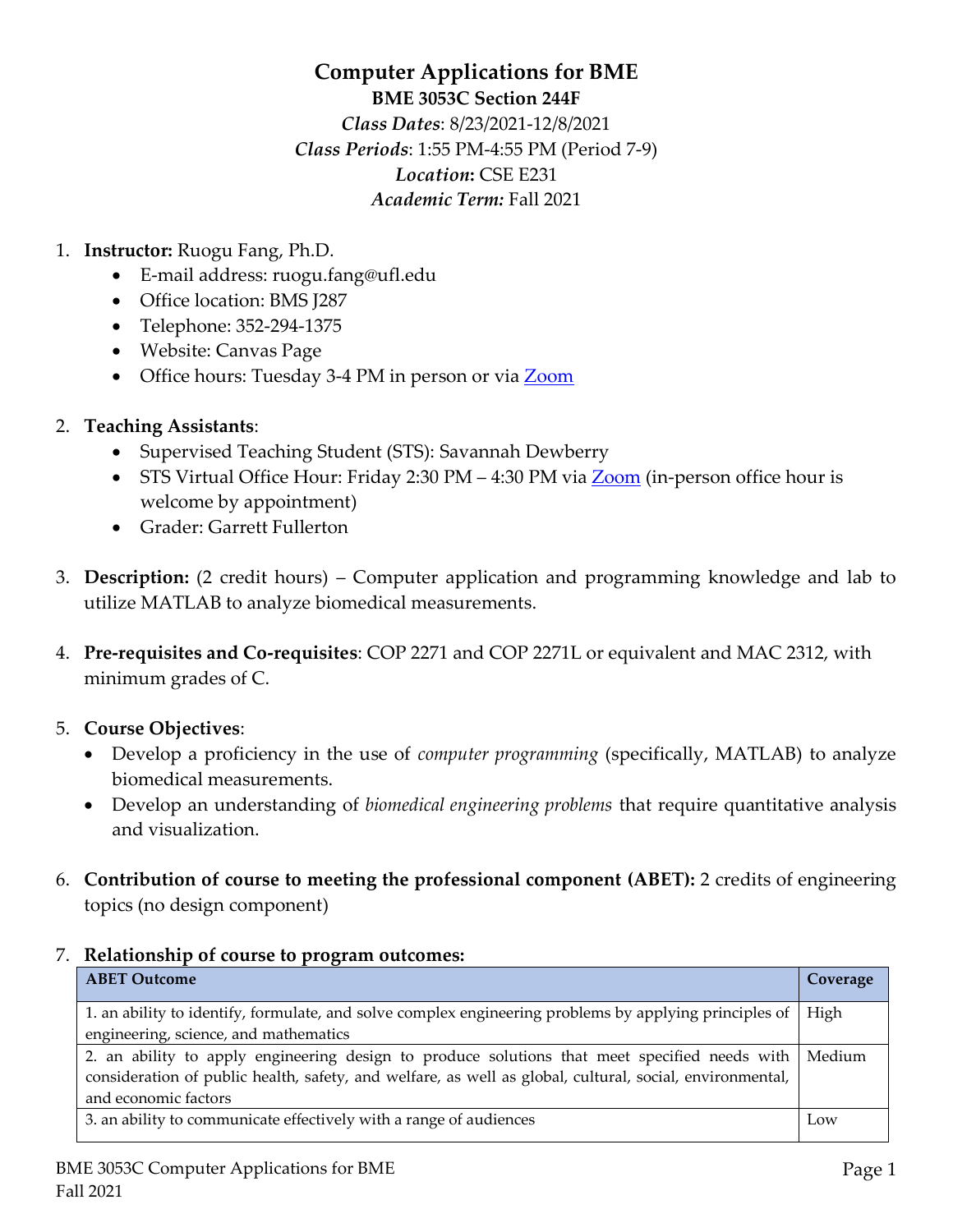# Computer Applications for BME

**BME 3053C Section 244F**

*Class Dates*: 8/23/2021-12/8/2021

*Class Periods*: 1:55 PM-4:55 PM (Period 7-9)

*Location***:** CSE E231

*Academic Term:* Fall 2021

1. **Instructor:** Ruogu Fang, Ph.D.
   - E-mail address: ruogu.fang@ufl.edu
   - Office location: BMS J287
   - Telephone: 352-294-1375
   - Website: Canvas Page
   - Office hours: Tuesday 3-4 PM in person or via Zoom

2. **Teaching Assistants**:
   - Supervised Teaching Student (STS): Savannah Dewberry
   - STS Virtual Office Hour: Friday 2:30 PM – 4:30 PM via Zoom (in-person office hour is welcome by appointment)
   - Grader: Garrett Fullerton

3. **Description:** (2 credit hours) – Computer application and programming knowledge and lab to utilize MATLAB to analyze biomedical measurements.

4. **Pre-requisites and Co-requisites**: COP 2271 and COP 2271L or equivalent and MAC 2312, with minimum grades of C.

5. **Course Objectives**:
   - Develop a proficiency in the use of *computer programming* (specifically, MATLAB) to analyze biomedical measurements.
   - Develop an understanding of *biomedical engineering problems* that require quantitative analysis and visualization.

6. **Contribution of course to meeting the professional component (ABET):** 2 credits of engineering topics (no design component)

7. **Relationship of course to program outcomes:**

| ABET Outcome | Coverage |
|---|---|
| 1. an ability to identify, formulate, and solve complex engineering problems by applying principles of engineering, science, and mathematics | High |
| 2. an ability to apply engineering design to produce solutions that meet specified needs with consideration of public health, safety, and welfare, as well as global, cultural, social, environmental, and economic factors | Medium |
| 3. an ability to communicate effectively with a range of audiences | Low |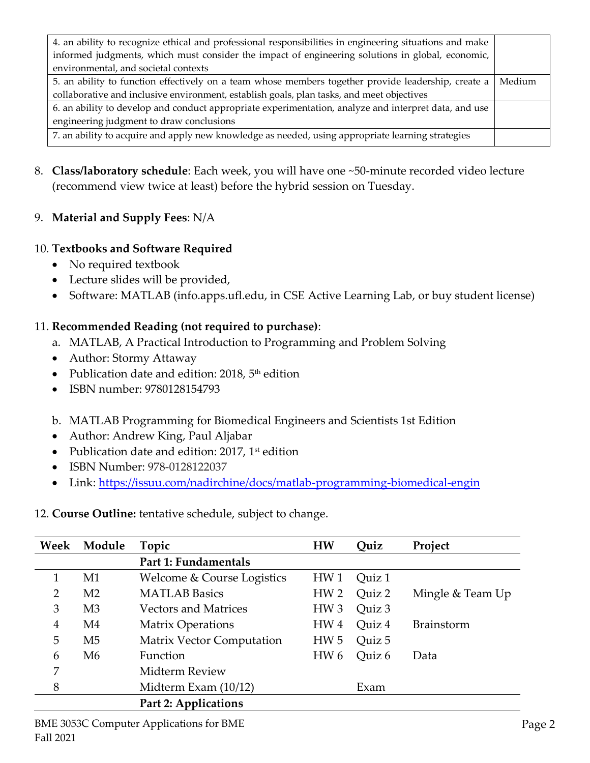| | |
|---|---|
| 4. an ability to recognize ethical and professional responsibilities in engineering situations and make informed judgments, which must consider the impact of engineering solutions in global, economic, environmental, and societal contexts | |
| 5. an ability to function effectively on a team whose members together provide leadership, create a collaborative and inclusive environment, establish goals, plan tasks, and meet objectives | Medium |
| 6. an ability to develop and conduct appropriate experimentation, analyze and interpret data, and use engineering judgment to draw conclusions | |
| 7. an ability to acquire and apply new knowledge as needed, using appropriate learning strategies | |

8. **Class/laboratory schedule**: Each week, you will have one ~50-minute recorded video lecture (recommend view twice at least) before the hybrid session on Tuesday.

9. **Material and Supply Fees**: N/A

10. **Textbooks and Software Required**
    - No required textbook
    - Lecture slides will be provided,
    - Software: MATLAB (info.apps.ufl.edu, in CSE Active Learning Lab, or buy student license)

11. **Recommended Reading (not required to purchase)**:
    a. MATLAB, A Practical Introduction to Programming and Problem Solving
    - Author: Stormy Attaway
    - Publication date and edition: 2018, 5th edition
    - ISBN number: 9780128154793

    b. MATLAB Programming for Biomedical Engineers and Scientists 1st Edition
    - Author: Andrew King, Paul Aljabar
    - Publication date and edition: 2017, 1st edition
    - ISBN Number: 978-0128122037
    - Link: [https://issuu.com/nadirchine/docs/matlab-programming-biomedical-engin](https://issuu.com/nadirchine/docs/matlab-programming-biomedical-engin)

12. **Course Outline:** tentative schedule, subject to change.

| Week | Module | Topic | HW | Quiz | Project |
|---|---|---|---|---|---|
| | | **Part 1: Fundamentals** | | | |
| 1 | M1 | Welcome & Course Logistics | HW 1 | Quiz 1 | |
| 2 | M2 | MATLAB Basics | HW 2 | Quiz 2 | Mingle & Team Up |
| 3 | M3 | Vectors and Matrices | HW 3 | Quiz 3 | |
| 4 | M4 | Matrix Operations | HW 4 | Quiz 4 | Brainstorm |
| 5 | M5 | Matrix Vector Computation | HW 5 | Quiz 5 | |
| 6 | M6 | Function | HW 6 | Quiz 6 | Data |
| 7 | | Midterm Review | | | |
| 8 | | Midterm Exam (10/12) | | Exam | |
| | | **Part 2: Applications** | | | |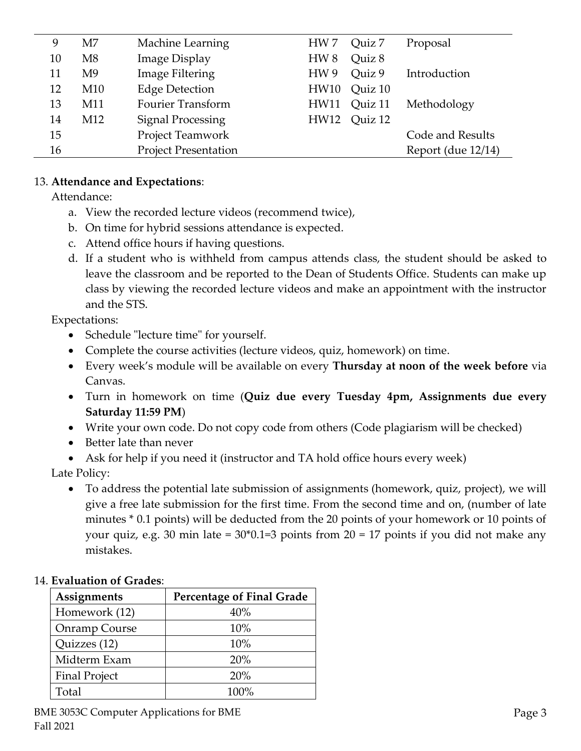| 9 | M7 | Machine Learning | HW 7 | Quiz 7 | Proposal |
|---|---|---|---|---|---|
| 10 | M8 | Image Display | HW 8 | Quiz 8 | |
| 11 | M9 | Image Filtering | HW 9 | Quiz 9 | Introduction |
| 12 | M10 | Edge Detection | HW10 | Quiz 10 | |
| 13 | M11 | Fourier Transform | HW11 | Quiz 11 | Methodology |
| 14 | M12 | Signal Processing | HW12 | Quiz 12 | |
| 15 | | Project Teamwork | | | Code and Results |
| 16 | | Project Presentation | | | Report (due 12/14) |

13. **Attendance and Expectations**:

Attendance:

a. View the recorded lecture videos (recommend twice),
b. On time for hybrid sessions attendance is expected.
c. Attend office hours if having questions.
d. If a student who is withheld from campus attends class, the student should be asked to leave the classroom and be reported to the Dean of Students Office. Students can make up class by viewing the recorded lecture videos and make an appointment with the instructor and the STS.

Expectations:

- Schedule "lecture time" for yourself.
- Complete the course activities (lecture videos, quiz, homework) on time.
- Every week's module will be available on every **Thursday at noon of the week before** via Canvas.
- Turn in homework on time (**Quiz due every Tuesday 4pm, Assignments due every Saturday 11:59 PM**)
- Write your own code. Do not copy code from others (Code plagiarism will be checked)
- Better late than never
- Ask for help if you need it (instructor and TA hold office hours every week)

Late Policy:

- To address the potential late submission of assignments (homework, quiz, project), we will give a free late submission for the first time. From the second time and on, (number of late minutes * 0.1 points) will be deducted from the 20 points of your homework or 10 points of your quiz, e.g. 30 min late = 30*0.1=3 points from 20 = 17 points if you did not make any mistakes.

14. **Evaluation of Grades**:

| Assignments | Percentage of Final Grade |
|---|---|
| Homework (12) | 40% |
| Onramp Course | 10% |
| Quizzes (12) | 10% |
| Midterm Exam | 20% |
| Final Project | 20% |
| Total | 100% |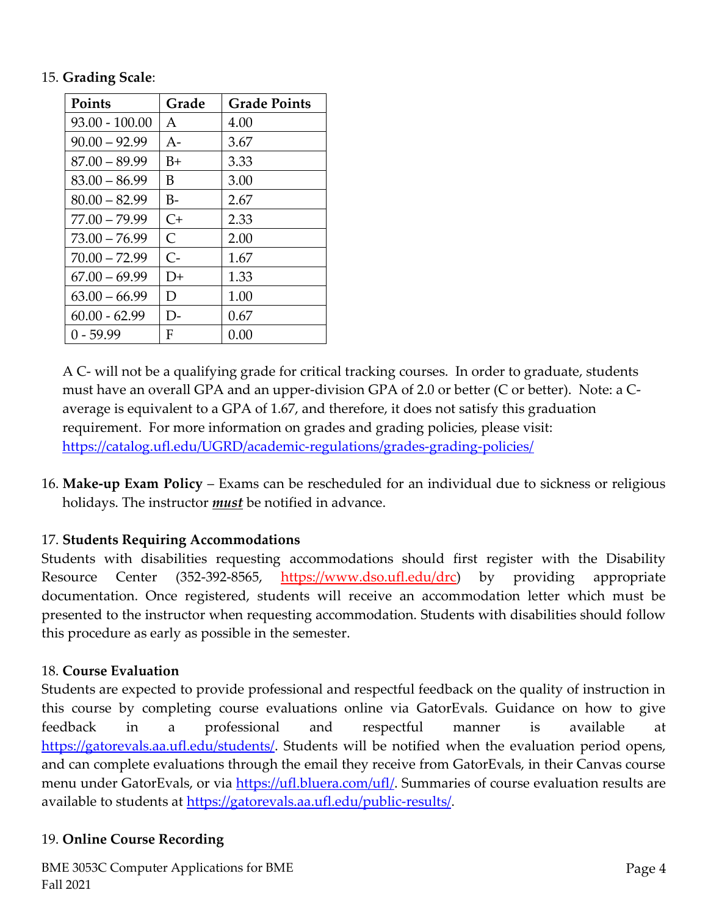15. **Grading Scale**:

| Points | Grade | Grade Points |
|---|---|---|
| 93.00 - 100.00 | A | 4.00 |
| 90.00 – 92.99 | A- | 3.67 |
| 87.00 – 89.99 | B+ | 3.33 |
| 83.00 – 86.99 | B | 3.00 |
| 80.00 – 82.99 | B- | 2.67 |
| 77.00 – 79.99 | C+ | 2.33 |
| 73.00 – 76.99 | C | 2.00 |
| 70.00 – 72.99 | C- | 1.67 |
| 67.00 – 69.99 | D+ | 1.33 |
| 63.00 – 66.99 | D | 1.00 |
| 60.00 - 62.99 | D- | 0.67 |
| 0 - 59.99 | F | 0.00 |

A C- will not be a qualifying grade for critical tracking courses. In order to graduate, students must have an overall GPA and an upper-division GPA of 2.0 or better (C or better). Note: a C- average is equivalent to a GPA of 1.67, and therefore, it does not satisfy this graduation requirement. For more information on grades and grading policies, please visit: https://catalog.ufl.edu/UGRD/academic-regulations/grades-grading-policies/

16. **Make-up Exam Policy** – Exams can be rescheduled for an individual due to sickness or religious holidays. The instructor ***must*** be notified in advance.

17. **Students Requiring Accommodations**

Students with disabilities requesting accommodations should first register with the Disability Resource Center (352-392-8565, https://www.dso.ufl.edu/drc) by providing appropriate documentation. Once registered, students will receive an accommodation letter which must be presented to the instructor when requesting accommodation. Students with disabilities should follow this procedure as early as possible in the semester.

18. **Course Evaluation**

Students are expected to provide professional and respectful feedback on the quality of instruction in this course by completing course evaluations online via GatorEvals. Guidance on how to give feedback in a professional and respectful manner is available at https://gatorevals.aa.ufl.edu/students/. Students will be notified when the evaluation period opens, and can complete evaluations through the email they receive from GatorEvals, in their Canvas course menu under GatorEvals, or via https://ufl.bluera.com/ufl/. Summaries of course evaluation results are available to students at https://gatorevals.aa.ufl.edu/public-results/.

19. **Online Course Recording**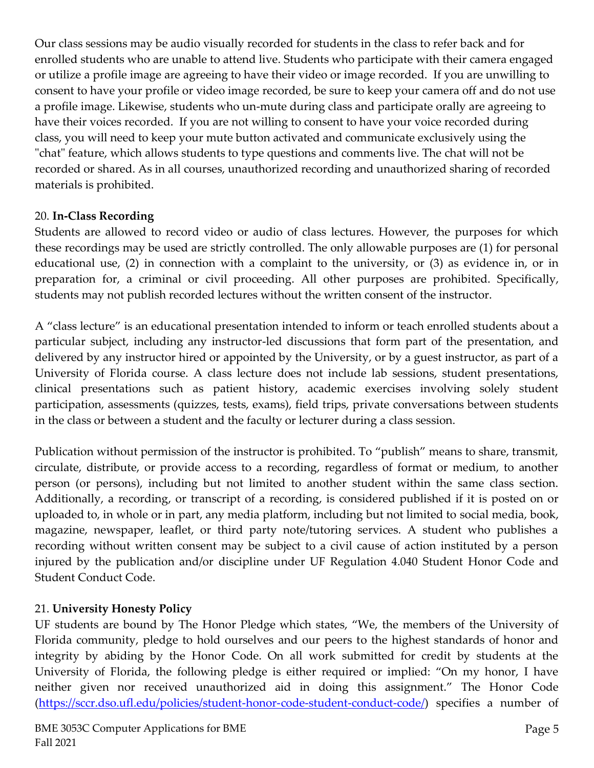Our class sessions may be audio visually recorded for students in the class to refer back and for enrolled students who are unable to attend live. Students who participate with their camera engaged or utilize a profile image are agreeing to have their video or image recorded. If you are unwilling to consent to have your profile or video image recorded, be sure to keep your camera off and do not use a profile image. Likewise, students who un-mute during class and participate orally are agreeing to have their voices recorded. If you are not willing to consent to have your voice recorded during class, you will need to keep your mute button activated and communicate exclusively using the "chat" feature, which allows students to type questions and comments live. The chat will not be recorded or shared. As in all courses, unauthorized recording and unauthorized sharing of recorded materials is prohibited.

20. **In-Class Recording**

Students are allowed to record video or audio of class lectures. However, the purposes for which these recordings may be used are strictly controlled. The only allowable purposes are (1) for personal educational use, (2) in connection with a complaint to the university, or (3) as evidence in, or in preparation for, a criminal or civil proceeding. All other purposes are prohibited. Specifically, students may not publish recorded lectures without the written consent of the instructor.

A "class lecture" is an educational presentation intended to inform or teach enrolled students about a particular subject, including any instructor-led discussions that form part of the presentation, and delivered by any instructor hired or appointed by the University, or by a guest instructor, as part of a University of Florida course. A class lecture does not include lab sessions, student presentations, clinical presentations such as patient history, academic exercises involving solely student participation, assessments (quizzes, tests, exams), field trips, private conversations between students in the class or between a student and the faculty or lecturer during a class session.

Publication without permission of the instructor is prohibited. To "publish" means to share, transmit, circulate, distribute, or provide access to a recording, regardless of format or medium, to another person (or persons), including but not limited to another student within the same class section. Additionally, a recording, or transcript of a recording, is considered published if it is posted on or uploaded to, in whole or in part, any media platform, including but not limited to social media, book, magazine, newspaper, leaflet, or third party note/tutoring services. A student who publishes a recording without written consent may be subject to a civil cause of action instituted by a person injured by the publication and/or discipline under UF Regulation 4.040 Student Honor Code and Student Conduct Code.

21. **University Honesty Policy**

UF students are bound by The Honor Pledge which states, "We, the members of the University of Florida community, pledge to hold ourselves and our peers to the highest standards of honor and integrity by abiding by the Honor Code. On all work submitted for credit by students at the University of Florida, the following pledge is either required or implied: "On my honor, I have neither given nor received unauthorized aid in doing this assignment." The Honor Code (https://sccr.dso.ufl.edu/policies/student-honor-code-student-conduct-code/) specifies a number of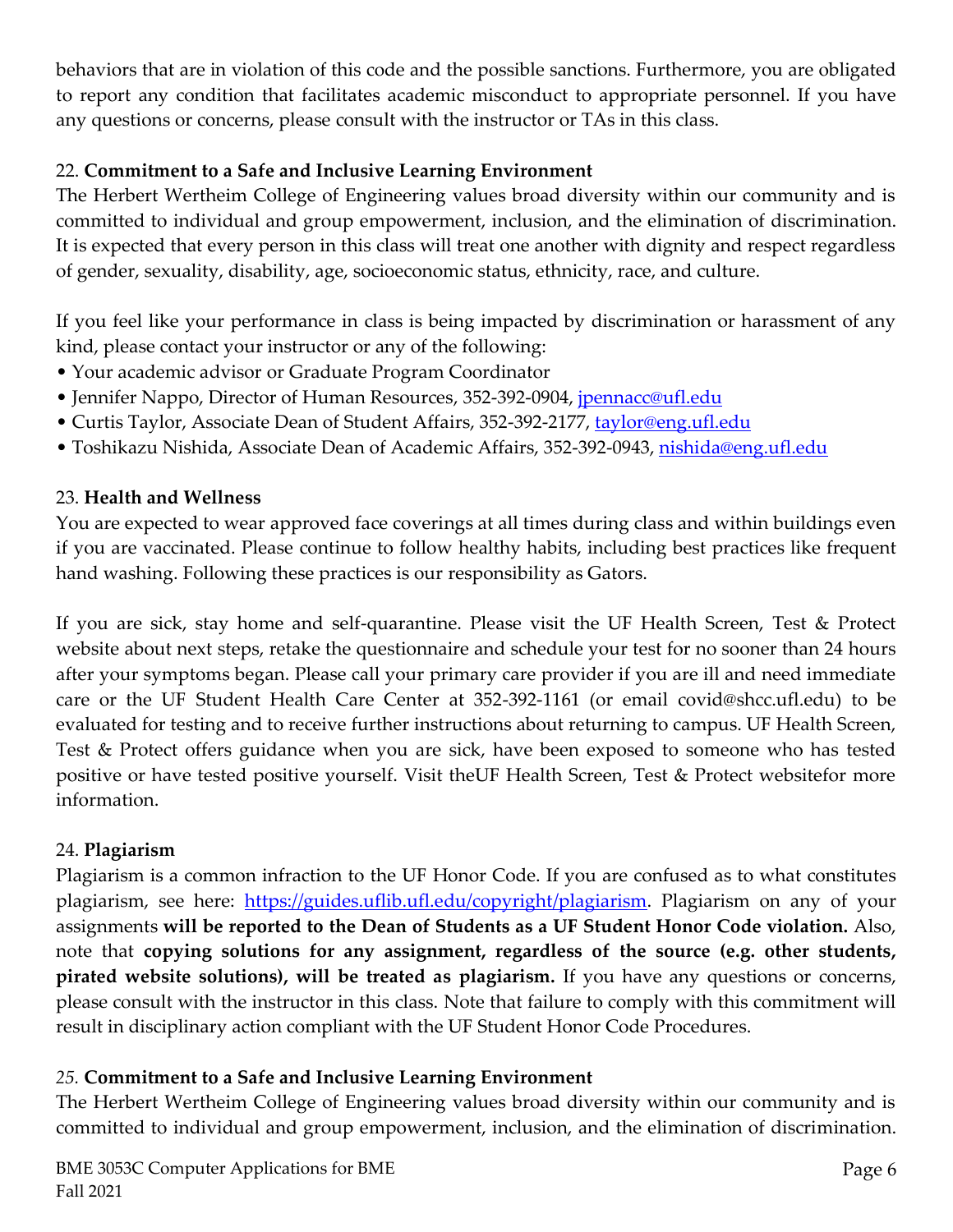behaviors that are in violation of this code and the possible sanctions. Furthermore, you are obligated to report any condition that facilitates academic misconduct to appropriate personnel. If you have any questions or concerns, please consult with the instructor or TAs in this class.

22. **Commitment to a Safe and Inclusive Learning Environment**

The Herbert Wertheim College of Engineering values broad diversity within our community and is committed to individual and group empowerment, inclusion, and the elimination of discrimination. It is expected that every person in this class will treat one another with dignity and respect regardless of gender, sexuality, disability, age, socioeconomic status, ethnicity, race, and culture.

If you feel like your performance in class is being impacted by discrimination or harassment of any kind, please contact your instructor or any of the following:

- Your academic advisor or Graduate Program Coordinator
- Jennifer Nappo, Director of Human Resources, 352-392-0904, jpennacc@ufl.edu
- Curtis Taylor, Associate Dean of Student Affairs, 352-392-2177, taylor@eng.ufl.edu
- Toshikazu Nishida, Associate Dean of Academic Affairs, 352-392-0943, nishida@eng.ufl.edu

23. **Health and Wellness**

You are expected to wear approved face coverings at all times during class and within buildings even if you are vaccinated. Please continue to follow healthy habits, including best practices like frequent hand washing. Following these practices is our responsibility as Gators.

If you are sick, stay home and self-quarantine. Please visit the UF Health Screen, Test & Protect website about next steps, retake the questionnaire and schedule your test for no sooner than 24 hours after your symptoms began. Please call your primary care provider if you are ill and need immediate care or the UF Student Health Care Center at 352-392-1161 (or email covid@shcc.ufl.edu) to be evaluated for testing and to receive further instructions about returning to campus. UF Health Screen, Test & Protect offers guidance when you are sick, have been exposed to someone who has tested positive or have tested positive yourself. Visit theUF Health Screen, Test & Protect websitefor more information.

24. **Plagiarism**

Plagiarism is a common infraction to the UF Honor Code. If you are confused as to what constitutes plagiarism, see here: https://guides.uflib.ufl.edu/copyright/plagiarism. Plagiarism on any of your assignments **will be reported to the Dean of Students as a UF Student Honor Code violation.** Also, note that **copying solutions for any assignment, regardless of the source (e.g. other students, pirated website solutions), will be treated as plagiarism.** If you have any questions or concerns, please consult with the instructor in this class. Note that failure to comply with this commitment will result in disciplinary action compliant with the UF Student Honor Code Procedures.

*25.* **Commitment to a Safe and Inclusive Learning Environment**

The Herbert Wertheim College of Engineering values broad diversity within our community and is committed to individual and group empowerment, inclusion, and the elimination of discrimination.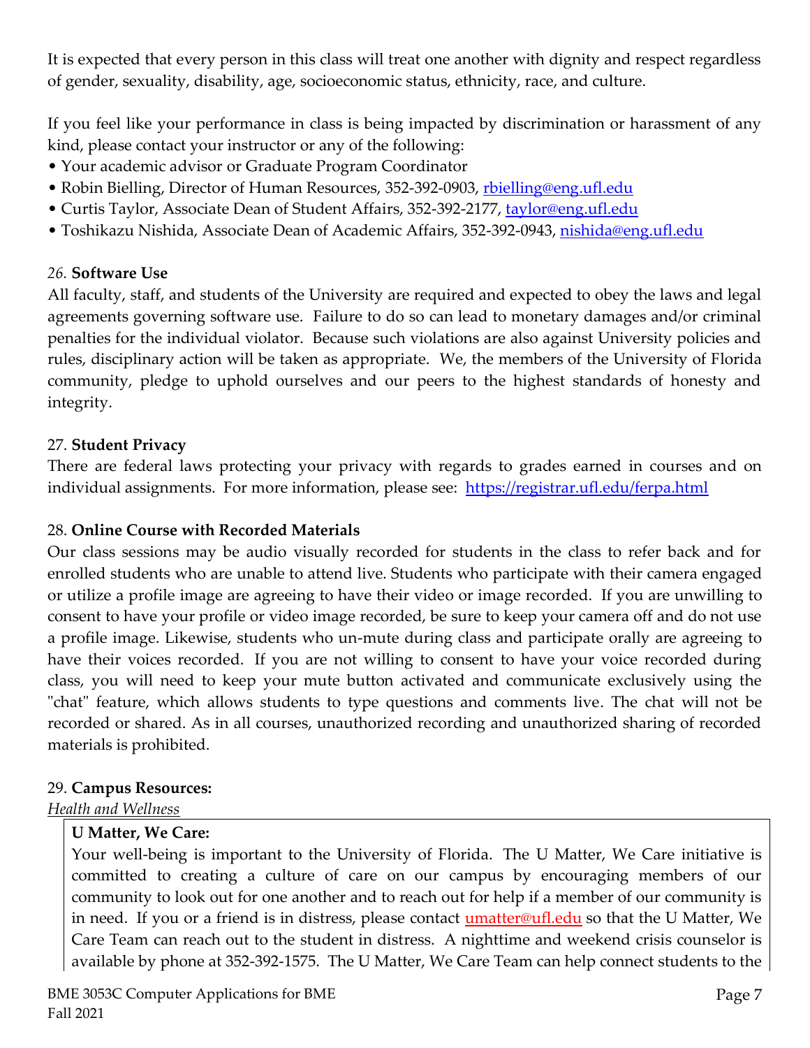It is expected that every person in this class will treat one another with dignity and respect regardless of gender, sexuality, disability, age, socioeconomic status, ethnicity, race, and culture.

If you feel like your performance in class is being impacted by discrimination or harassment of any kind, please contact your instructor or any of the following:

- Your academic advisor or Graduate Program Coordinator
- Robin Bielling, Director of Human Resources, 352-392-0903, rbielling@eng.ufl.edu
- Curtis Taylor, Associate Dean of Student Affairs, 352-392-2177, taylor@eng.ufl.edu
- Toshikazu Nishida, Associate Dean of Academic Affairs, 352-392-0943, nishida@eng.ufl.edu

*26.* **Software Use**

All faculty, staff, and students of the University are required and expected to obey the laws and legal agreements governing software use. Failure to do so can lead to monetary damages and/or criminal penalties for the individual violator. Because such violations are also against University policies and rules, disciplinary action will be taken as appropriate. We, the members of the University of Florida community, pledge to uphold ourselves and our peers to the highest standards of honesty and integrity.

27. **Student Privacy**

There are federal laws protecting your privacy with regards to grades earned in courses and on individual assignments. For more information, please see: https://registrar.ufl.edu/ferpa.html

28. **Online Course with Recorded Materials**

Our class sessions may be audio visually recorded for students in the class to refer back and for enrolled students who are unable to attend live. Students who participate with their camera engaged or utilize a profile image are agreeing to have their video or image recorded. If you are unwilling to consent to have your profile or video image recorded, be sure to keep your camera off and do not use a profile image. Likewise, students who un-mute during class and participate orally are agreeing to have their voices recorded. If you are not willing to consent to have your voice recorded during class, you will need to keep your mute button activated and communicate exclusively using the "chat" feature, which allows students to type questions and comments live. The chat will not be recorded or shared. As in all courses, unauthorized recording and unauthorized sharing of recorded materials is prohibited.

29. **Campus Resources:**

*Health and Wellness*

**U Matter, We Care:**

Your well-being is important to the University of Florida. The U Matter, We Care initiative is committed to creating a culture of care on our campus by encouraging members of our community to look out for one another and to reach out for help if a member of our community is in need. If you or a friend is in distress, please contact umatter@ufl.edu so that the U Matter, We Care Team can reach out to the student in distress. A nighttime and weekend crisis counselor is available by phone at 352-392-1575. The U Matter, We Care Team can help connect students to the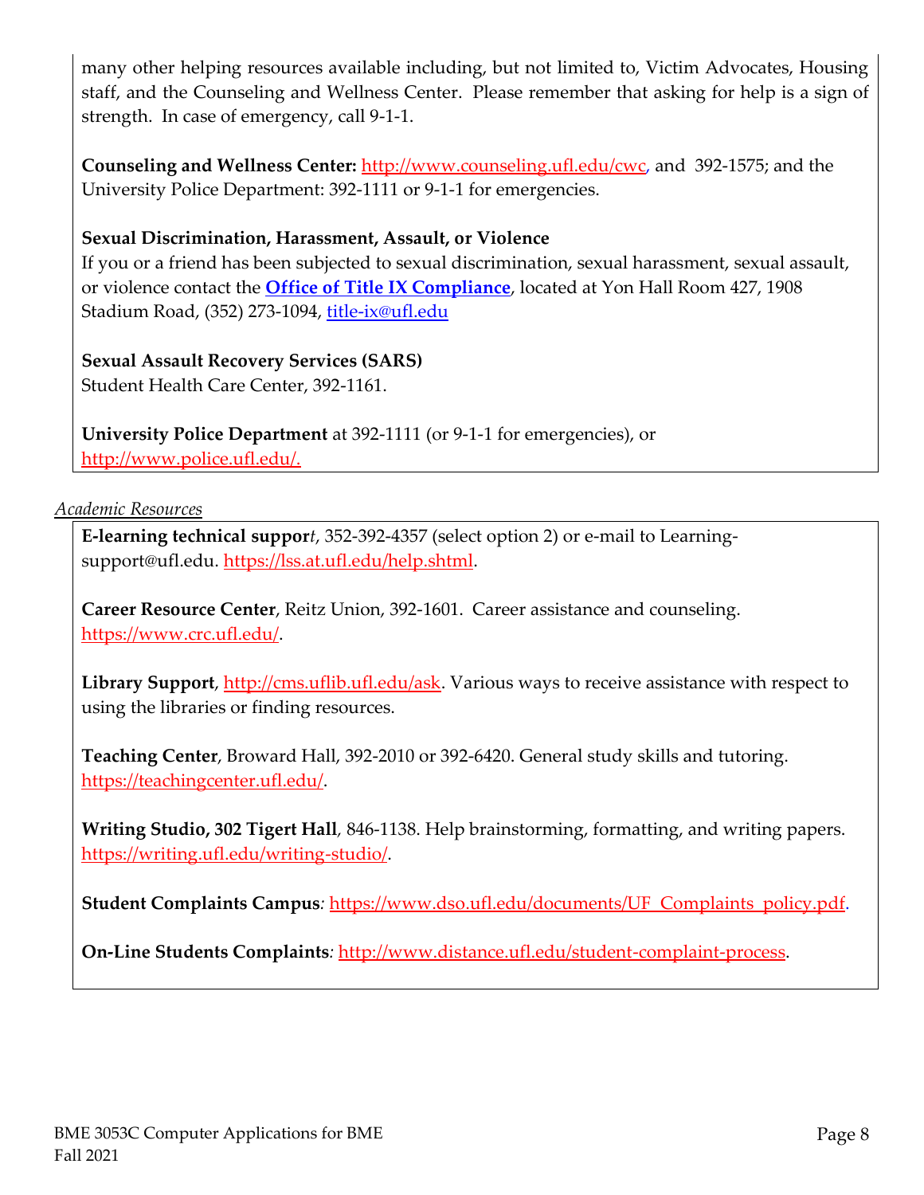many other helping resources available including, but not limited to, Victim Advocates, Housing staff, and the Counseling and Wellness Center. Please remember that asking for help is a sign of strength. In case of emergency, call 9-1-1.

**Counseling and Wellness Center:** http://www.counseling.ufl.edu/cwc, and 392-1575; and the University Police Department: 392-1111 or 9-1-1 for emergencies.

**Sexual Discrimination, Harassment, Assault, or Violence**
If you or a friend has been subjected to sexual discrimination, sexual harassment, sexual assault, or violence contact the **Office of Title IX Compliance**, located at Yon Hall Room 427, 1908 Stadium Road, (352) 273-1094, title-ix@ufl.edu

**Sexual Assault Recovery Services (SARS)**
Student Health Care Center, 392-1161.

**University Police Department** at 392-1111 (or 9-1-1 for emergencies), or http://www.police.ufl.edu/.

*Academic Resources*

**E-learning technical suppor***t*, 352-392-4357 (select option 2) or e-mail to Learning-support@ufl.edu. https://lss.at.ufl.edu/help.shtml.

**Career Resource Center**, Reitz Union, 392-1601. Career assistance and counseling. https://www.crc.ufl.edu/.

**Library Support**, http://cms.uflib.ufl.edu/ask. Various ways to receive assistance with respect to using the libraries or finding resources.

**Teaching Center**, Broward Hall, 392-2010 or 392-6420. General study skills and tutoring. https://teachingcenter.ufl.edu/.

**Writing Studio, 302 Tigert Hall**, 846-1138. Help brainstorming, formatting, and writing papers. https://writing.ufl.edu/writing-studio/.

**Student Complaints Campus***:* https://www.dso.ufl.edu/documents/UF_Complaints_policy.pdf.

**On-Line Students Complaints***:* http://www.distance.ufl.edu/student-complaint-process.